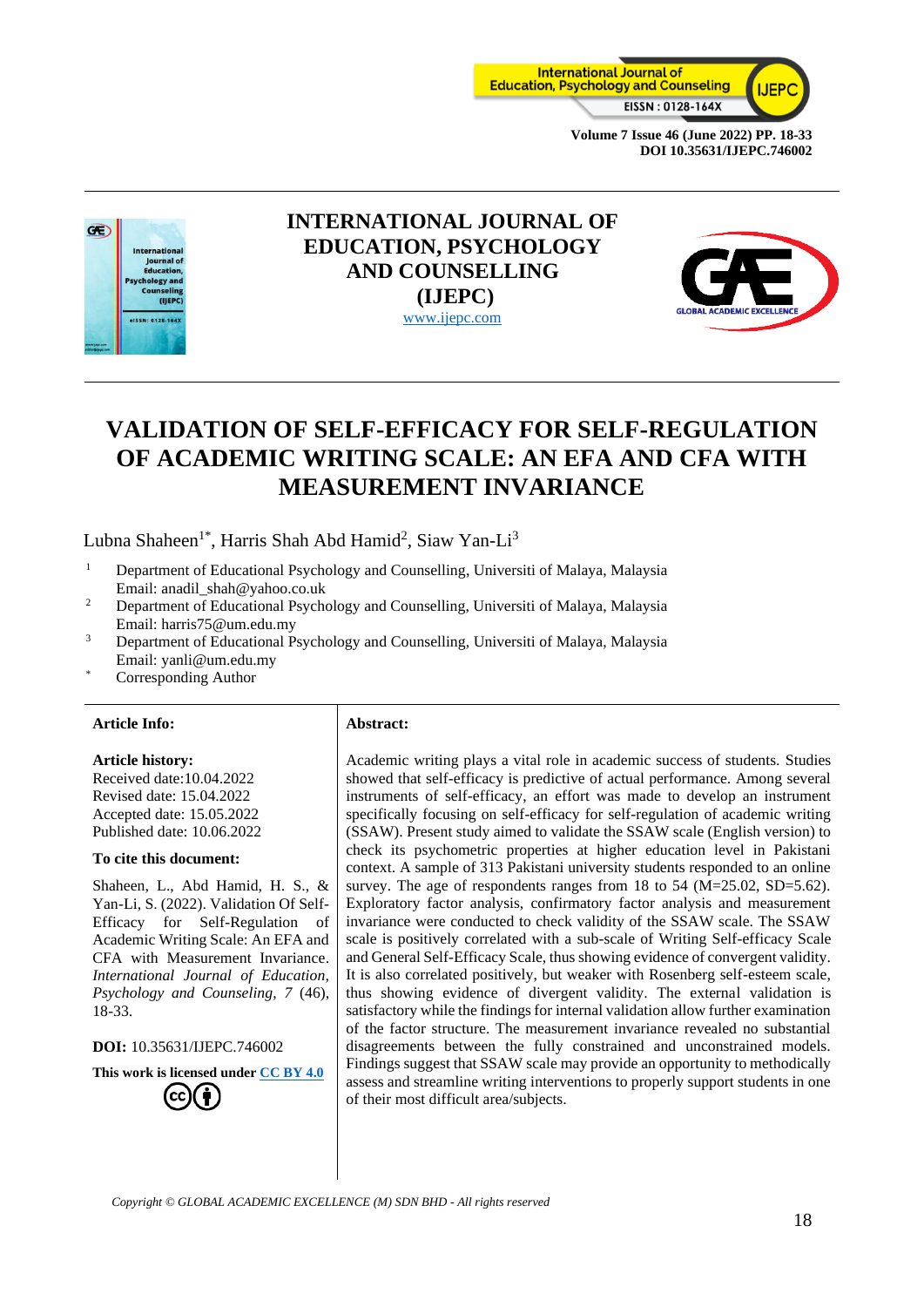# INTERNATIONAL JOURNAL OF EDUCATION, PSYCHOLOGY AND COUNSELLING (IJEPC)

www.ijepc.com

# VALIDATION OF SELF-EFFICACY FOR SELF-REGULATION OF ACADEMIC WRITING SCALE: AN EFA AND CFA WITH MEASUREMENT INVARIANCE

Lubna Shaheen[1*], Harris Shah Abd Hamid[2], Siaw Yan-Li[3]

[1] Department of Educational Psychology and Counselling, Universiti of Malaya, Malaysia
Email: anadil_shah@yahoo.co.uk

[2] Department of Educational Psychology and Counselling, Universiti of Malaya, Malaysia
Email: harris75@um.edu.my

[3] Department of Educational Psychology and Counselling, Universiti of Malaya, Malaysia
Email: yanli@um.edu.my

[*] Corresponding Author

**Article Info:**

**Article history:**
Received date:10.04.2022
Revised date: 15.04.2022
Accepted date: 15.05.2022
Published date: 10.06.2022

**To cite this document:**

Shaheen, L., Abd Hamid, H. S., & Yan-Li, S. (2022). Validation Of Self-Efficacy for Self-Regulation of Academic Writing Scale: An EFA and CFA with Measurement Invariance. *International Journal of Education, Psychology and Counseling, 7* (46), 18-33.

**DOI:** 10.35631/IJEPC.746002

**This work is licensed under CC BY 4.0**

**Abstract:**

Academic writing plays a vital role in academic success of students. Studies showed that self-efficacy is predictive of actual performance. Among several instruments of self-efficacy, an effort was made to develop an instrument specifically focusing on self-efficacy for self-regulation of academic writing (SSAW). Present study aimed to validate the SSAW scale (English version) to check its psychometric properties at higher education level in Pakistani context. A sample of 313 Pakistani university students responded to an online survey. The age of respondents ranges from 18 to 54 (M=25.02, SD=5.62). Exploratory factor analysis, confirmatory factor analysis and measurement invariance were conducted to check validity of the SSAW scale. The SSAW scale is positively correlated with a sub-scale of Writing Self-efficacy Scale and General Self-Efficacy Scale, thus showing evidence of convergent validity. It is also correlated positively, but weaker with Rosenberg self-esteem scale, thus showing evidence of divergent validity. The external validation is satisfactory while the findings for internal validation allow further examination of the factor structure. The measurement invariance revealed no substantial disagreements between the fully constrained and unconstrained models. Findings suggest that SSAW scale may provide an opportunity to methodically assess and streamline writing interventions to properly support students in one of their most difficult area/subjects.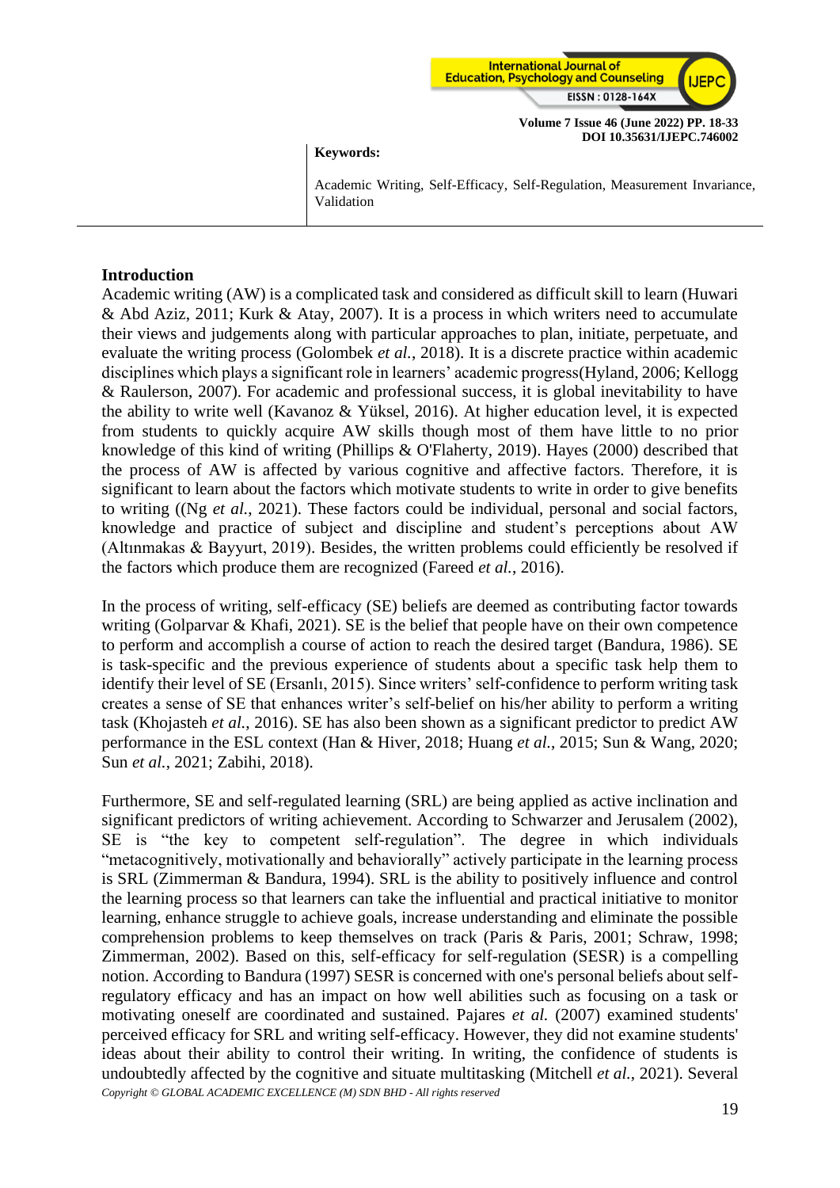**Keywords:**

Academic Writing, Self-Efficacy, Self-Regulation, Measurement Invariance, Validation

## Introduction

Academic writing (AW) is a complicated task and considered as difficult skill to learn (Huwari & Abd Aziz, 2011; Kurk & Atay, 2007). It is a process in which writers need to accumulate their views and judgements along with particular approaches to plan, initiate, perpetuate, and evaluate the writing process (Golombek *et al.*, 2018). It is a discrete practice within academic disciplines which plays a significant role in learners' academic progress(Hyland, 2006; Kellogg & Raulerson, 2007). For academic and professional success, it is global inevitability to have the ability to write well (Kavanoz & Yüksel, 2016). At higher education level, it is expected from students to quickly acquire AW skills though most of them have little to no prior knowledge of this kind of writing (Phillips & O'Flaherty, 2019). Hayes (2000) described that the process of AW is affected by various cognitive and affective factors. Therefore, it is significant to learn about the factors which motivate students to write in order to give benefits to writing ((Ng *et al.*, 2021). These factors could be individual, personal and social factors, knowledge and practice of subject and discipline and student's perceptions about AW (Altınmakas & Bayyurt, 2019). Besides, the written problems could efficiently be resolved if the factors which produce them are recognized (Fareed *et al.*, 2016).

In the process of writing, self-efficacy (SE) beliefs are deemed as contributing factor towards writing (Golparvar & Khafi, 2021). SE is the belief that people have on their own competence to perform and accomplish a course of action to reach the desired target (Bandura, 1986). SE is task-specific and the previous experience of students about a specific task help them to identify their level of SE (Ersanlı, 2015). Since writers' self-confidence to perform writing task creates a sense of SE that enhances writer's self-belief on his/her ability to perform a writing task (Khojasteh *et al.*, 2016). SE has also been shown as a significant predictor to predict AW performance in the ESL context (Han & Hiver, 2018; Huang *et al.*, 2015; Sun & Wang, 2020; Sun *et al.*, 2021; Zabihi, 2018).

Furthermore, SE and self-regulated learning (SRL) are being applied as active inclination and significant predictors of writing achievement. According to Schwarzer and Jerusalem (2002), SE is "the key to competent self-regulation". The degree in which individuals "metacognitively, motivationally and behaviorally" actively participate in the learning process is SRL (Zimmerman & Bandura, 1994). SRL is the ability to positively influence and control the learning process so that learners can take the influential and practical initiative to monitor learning, enhance struggle to achieve goals, increase understanding and eliminate the possible comprehension problems to keep themselves on track (Paris & Paris, 2001; Schraw, 1998; Zimmerman, 2002). Based on this, self-efficacy for self-regulation (SESR) is a compelling notion. According to Bandura (1997) SESR is concerned with one's personal beliefs about self-regulatory efficacy and has an impact on how well abilities such as focusing on a task or motivating oneself are coordinated and sustained. Pajares *et al.* (2007) examined students' perceived efficacy for SRL and writing self-efficacy. However, they did not examine students' ideas about their ability to control their writing. In writing, the confidence of students is undoubtedly affected by the cognitive and situate multitasking (Mitchell *et al.*, 2021). Several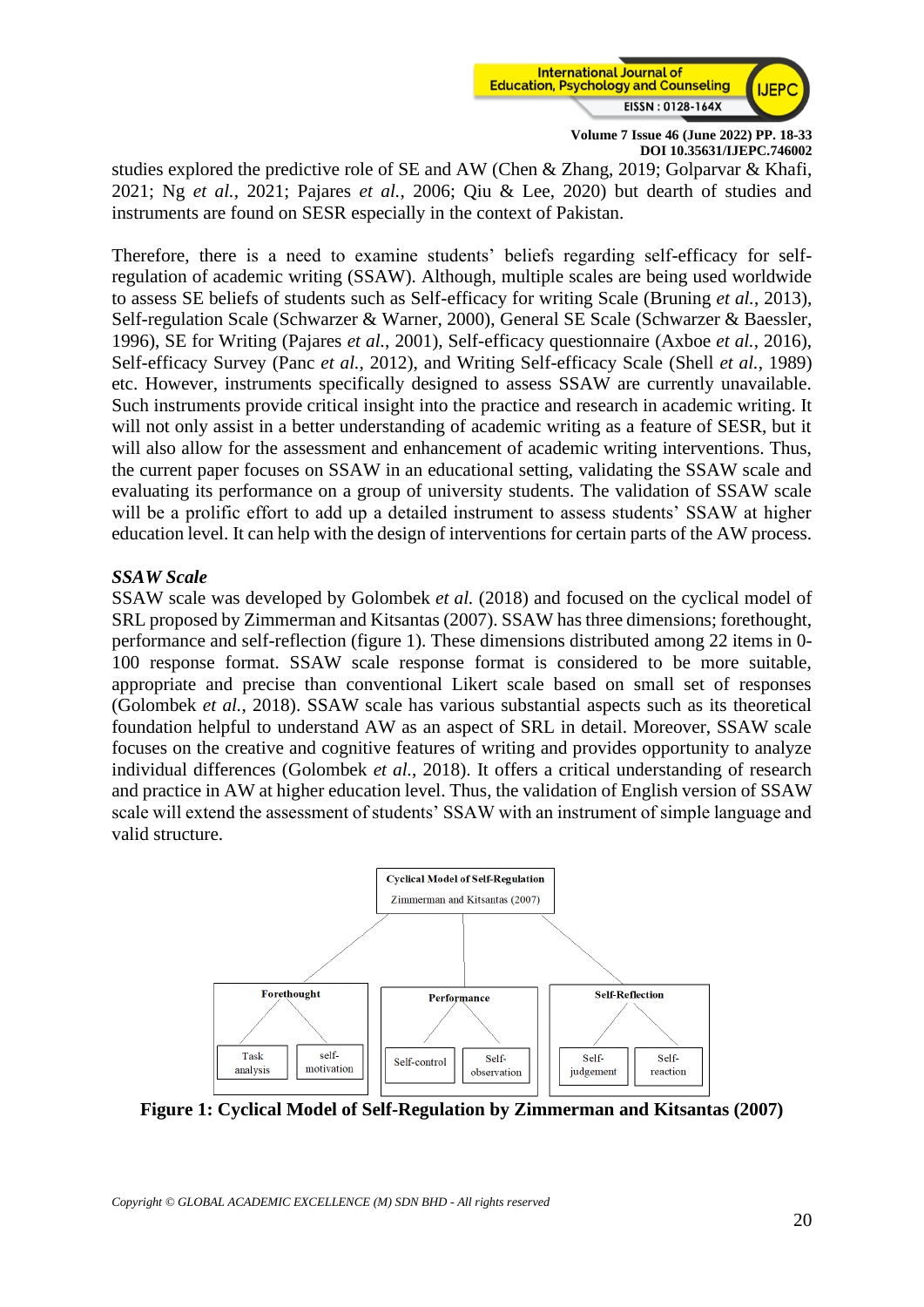studies explored the predictive role of SE and AW (Chen & Zhang, 2019; Golparvar & Khafi, 2021; Ng *et al.*, 2021; Pajares *et al.*, 2006; Qiu & Lee, 2020) but dearth of studies and instruments are found on SESR especially in the context of Pakistan.

Therefore, there is a need to examine students' beliefs regarding self-efficacy for self-regulation of academic writing (SSAW). Although, multiple scales are being used worldwide to assess SE beliefs of students such as Self-efficacy for writing Scale (Bruning *et al.*, 2013), Self-regulation Scale (Schwarzer & Warner, 2000), General SE Scale (Schwarzer & Baessler, 1996), SE for Writing (Pajares *et al.*, 2001), Self-efficacy questionnaire (Axboe *et al.*, 2016), Self-efficacy Survey (Panc *et al.*, 2012), and Writing Self-efficacy Scale (Shell *et al.*, 1989) etc. However, instruments specifically designed to assess SSAW are currently unavailable. Such instruments provide critical insight into the practice and research in academic writing. It will not only assist in a better understanding of academic writing as a feature of SESR, but it will also allow for the assessment and enhancement of academic writing interventions. Thus, the current paper focuses on SSAW in an educational setting, validating the SSAW scale and evaluating its performance on a group of university students. The validation of SSAW scale will be a prolific effort to add up a detailed instrument to assess students' SSAW at higher education level. It can help with the design of interventions for certain parts of the AW process.

### *SSAW Scale*

SSAW scale was developed by Golombek *et al.* (2018) and focused on the cyclical model of SRL proposed by Zimmerman and Kitsantas (2007). SSAW has three dimensions; forethought, performance and self-reflection (figure 1). These dimensions distributed among 22 items in 0-100 response format. SSAW scale response format is considered to be more suitable, appropriate and precise than conventional Likert scale based on small set of responses (Golombek *et al.*, 2018). SSAW scale has various substantial aspects such as its theoretical foundation helpful to understand AW as an aspect of SRL in detail. Moreover, SSAW scale focuses on the creative and cognitive features of writing and provides opportunity to analyze individual differences (Golombek *et al.*, 2018). It offers a critical understanding of research and practice in AW at higher education level. Thus, the validation of English version of SSAW scale will extend the assessment of students' SSAW with an instrument of simple language and valid structure.

Cyclical Model of Self-Regulation
Zimmerman and Kitsantas (2007)

- Forethought
  - Task analysis
  - self-motivation
- Performance
  - Self-control
  - Self-observation
- Self-Reflection
  - Self-judgement
  - Self-reaction

**Figure 1: Cyclical Model of Self-Regulation by Zimmerman and Kitsantas (2007)**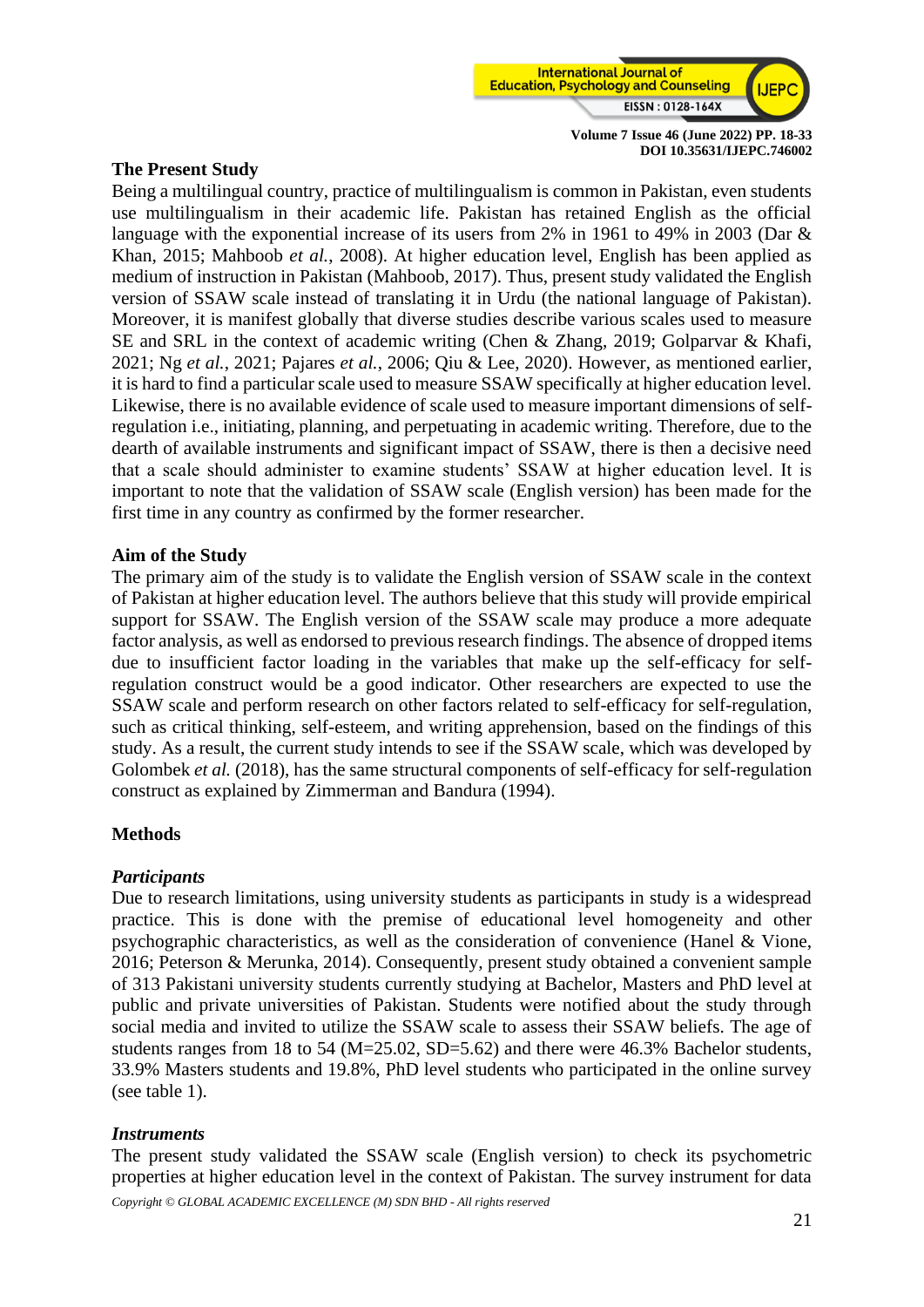## The Present Study

Being a multilingual country, practice of multilingualism is common in Pakistan, even students use multilingualism in their academic life. Pakistan has retained English as the official language with the exponential increase of its users from 2% in 1961 to 49% in 2003 (Dar & Khan, 2015; Mahboob *et al.*, 2008). At higher education level, English has been applied as medium of instruction in Pakistan (Mahboob, 2017). Thus, present study validated the English version of SSAW scale instead of translating it in Urdu (the national language of Pakistan). Moreover, it is manifest globally that diverse studies describe various scales used to measure SE and SRL in the context of academic writing (Chen & Zhang, 2019; Golparvar & Khafi, 2021; Ng *et al.*, 2021; Pajares *et al.*, 2006; Qiu & Lee, 2020). However, as mentioned earlier, it is hard to find a particular scale used to measure SSAW specifically at higher education level. Likewise, there is no available evidence of scale used to measure important dimensions of self-regulation i.e., initiating, planning, and perpetuating in academic writing. Therefore, due to the dearth of available instruments and significant impact of SSAW, there is then a decisive need that a scale should administer to examine students' SSAW at higher education level. It is important to note that the validation of SSAW scale (English version) has been made for the first time in any country as confirmed by the former researcher.

## Aim of the Study

The primary aim of the study is to validate the English version of SSAW scale in the context of Pakistan at higher education level. The authors believe that this study will provide empirical support for SSAW. The English version of the SSAW scale may produce a more adequate factor analysis, as well as endorsed to previous research findings. The absence of dropped items due to insufficient factor loading in the variables that make up the self-efficacy for self-regulation construct would be a good indicator. Other researchers are expected to use the SSAW scale and perform research on other factors related to self-efficacy for self-regulation, such as critical thinking, self-esteem, and writing apprehension, based on the findings of this study. As a result, the current study intends to see if the SSAW scale, which was developed by Golombek *et al.* (2018), has the same structural components of self-efficacy for self-regulation construct as explained by Zimmerman and Bandura (1994).

## Methods

### *Participants*

Due to research limitations, using university students as participants in study is a widespread practice. This is done with the premise of educational level homogeneity and other psychographic characteristics, as well as the consideration of convenience (Hanel & Vione, 2016; Peterson & Merunka, 2014). Consequently, present study obtained a convenient sample of 313 Pakistani university students currently studying at Bachelor, Masters and PhD level at public and private universities of Pakistan. Students were notified about the study through social media and invited to utilize the SSAW scale to assess their SSAW beliefs. The age of students ranges from 18 to 54 (M=25.02, SD=5.62) and there were 46.3% Bachelor students, 33.9% Masters students and 19.8%, PhD level students who participated in the online survey (see table 1).

### *Instruments*

The present study validated the SSAW scale (English version) to check its psychometric properties at higher education level in the context of Pakistan. The survey instrument for data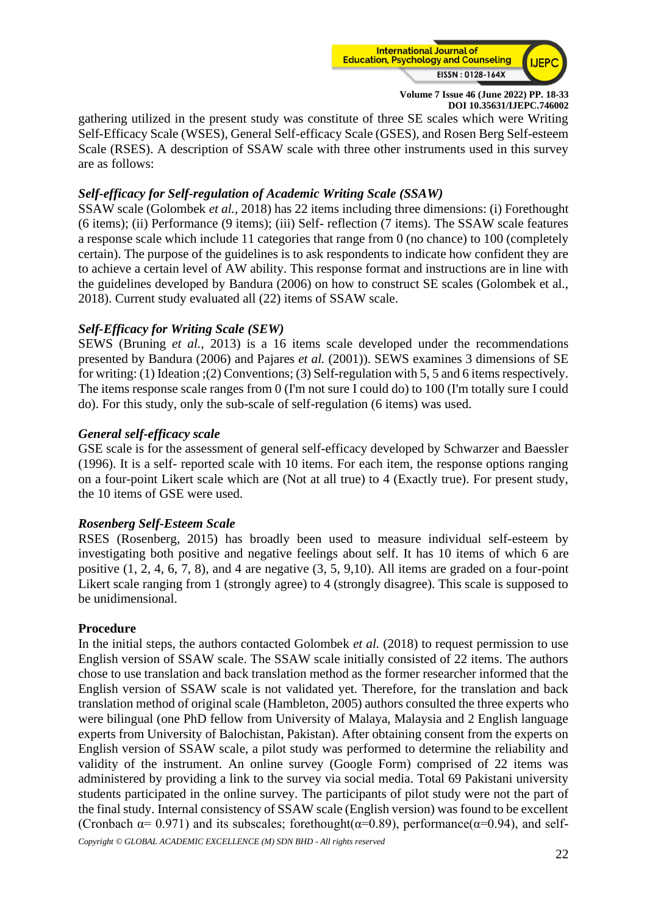gathering utilized in the present study was constitute of three SE scales which were Writing Self-Efficacy Scale (WSES), General Self-efficacy Scale (GSES), and Rosen Berg Self-esteem Scale (RSES). A description of SSAW scale with three other instruments used in this survey are as follows:

***Self-efficacy for Self-regulation of Academic Writing Scale (SSAW)***

SSAW scale (Golombek *et al.*, 2018) has 22 items including three dimensions: (i) Forethought (6 items); (ii) Performance (9 items); (iii) Self- reflection (7 items). The SSAW scale features a response scale which include 11 categories that range from 0 (no chance) to 100 (completely certain). The purpose of the guidelines is to ask respondents to indicate how confident they are to achieve a certain level of AW ability. This response format and instructions are in line with the guidelines developed by Bandura (2006) on how to construct SE scales (Golombek et al., 2018). Current study evaluated all (22) items of SSAW scale.

***Self-Efficacy for Writing Scale (SEW)***

SEWS (Bruning *et al.*, 2013) is a 16 items scale developed under the recommendations presented by Bandura (2006) and Pajares *et al.* (2001)). SEWS examines 3 dimensions of SE for writing: (1) Ideation ;(2) Conventions; (3) Self-regulation with 5, 5 and 6 items respectively. The items response scale ranges from 0 (I'm not sure I could do) to 100 (I'm totally sure I could do). For this study, only the sub-scale of self-regulation (6 items) was used.

***General self-efficacy scale***

GSE scale is for the assessment of general self-efficacy developed by Schwarzer and Baessler (1996). It is a self- reported scale with 10 items. For each item, the response options ranging on a four-point Likert scale which are (Not at all true) to 4 (Exactly true). For present study, the 10 items of GSE were used.

***Rosenberg Self-Esteem Scale***

RSES (Rosenberg, 2015) has broadly been used to measure individual self-esteem by investigating both positive and negative feelings about self. It has 10 items of which 6 are positive (1, 2, 4, 6, 7, 8), and 4 are negative (3, 5, 9,10). All items are graded on a four-point Likert scale ranging from 1 (strongly agree) to 4 (strongly disagree). This scale is supposed to be unidimensional.

**Procedure**

In the initial steps, the authors contacted Golombek *et al.* (2018) to request permission to use English version of SSAW scale. The SSAW scale initially consisted of 22 items. The authors chose to use translation and back translation method as the former researcher informed that the English version of SSAW scale is not validated yet. Therefore, for the translation and back translation method of original scale (Hambleton, 2005) authors consulted the three experts who were bilingual (one PhD fellow from University of Malaya, Malaysia and 2 English language experts from University of Balochistan, Pakistan). After obtaining consent from the experts on English version of SSAW scale, a pilot study was performed to determine the reliability and validity of the instrument. An online survey (Google Form) comprised of 22 items was administered by providing a link to the survey via social media. Total 69 Pakistani university students participated in the online survey. The participants of pilot study were not the part of the final study. Internal consistency of SSAW scale (English version) was found to be excellent (Cronbach $\alpha$= 0.971) and its subscales; forethought($\alpha$=0.89), performance($\alpha$=0.94), and self-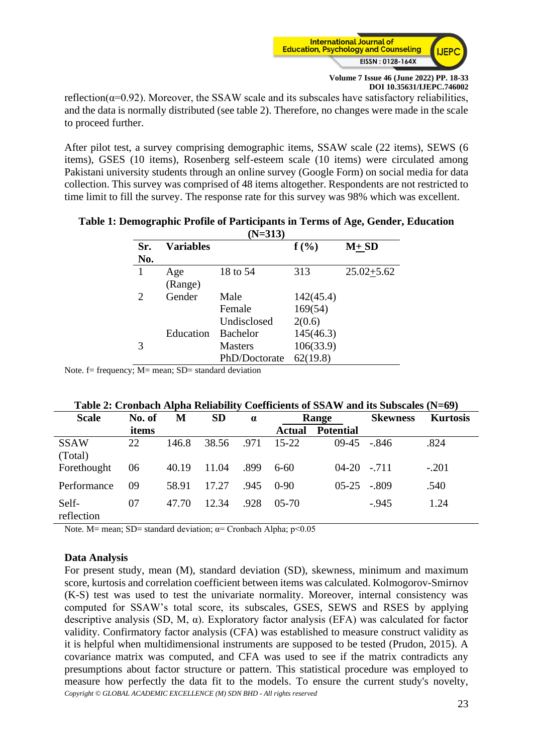reflection(α=0.92). Moreover, the SSAW scale and its subscales have satisfactory reliabilities, and the data is normally distributed (see table 2). Therefore, no changes were made in the scale to proceed further.

After pilot test, a survey comprising demographic items, SSAW scale (22 items), SEWS (6 items), GSES (10 items), Rosenberg self-esteem scale (10 items) were circulated among Pakistani university students through an online survey (Google Form) on social media for data collection. This survey was comprised of 48 items altogether. Respondents are not restricted to time limit to fill the survey. The response rate for this survey was 98% which was excellent.

**Table 1: Demographic Profile of Participants in Terms of Age, Gender, Education (N=313)**

| Sr. No. | Variables | | f (%) | M± SD |
|---|---|---|---|---|
| 1 | Age (Range) | 18 to 54 | 313 | 25.02±5.62 |
| 2 | Gender | Male | 142(45.4) | |
| | | Female | 169(54) | |
| | | Undisclosed | 2(0.6) | |
| | Education | Bachelor | 145(46.3) | |
| 3 | | Masters | 106(33.9) | |
| | | PhD/Doctorate | 62(19.8) | |

Note. f= frequency; M= mean; SD= standard deviation

**Table 2: Cronbach Alpha Reliability Coefficients of SSAW and its Subscales (N=69)**

| Scale | No. of items | M | SD | α | Range | | Skewness | Kurtosis |
|---|---|---|---|---|---|---|---|---|
| | | | | | Actual | Potential | | |
| SSAW (Total) | 22 | 146.8 | 38.56 | .971 | 15-22 | 09-45 | -.846 | .824 |
| Forethought | 06 | 40.19 | 11.04 | .899 | 6-60 | 04-20 | -.711 | -.201 |
| Performance | 09 | 58.91 | 17.27 | .945 | 0-90 | 05-25 | -.809 | .540 |
| Self-reflection | 07 | 47.70 | 12.34 | .928 | 05-70 | | -.945 | 1.24 |

Note. M= mean; SD= standard deviation; α= Cronbach Alpha; $p<0.05$

### Data Analysis

For present study, mean (M), standard deviation (SD), skewness, minimum and maximum score, kurtosis and correlation coefficient between items was calculated. Kolmogorov-Smirnov (K-S) test was used to test the univariate normality. Moreover, internal consistency was computed for SSAW's total score, its subscales, GSES, SEWS and RSES by applying descriptive analysis (SD, M, α). Exploratory factor analysis (EFA) was calculated for factor validity. Confirmatory factor analysis (CFA) was established to measure construct validity as it is helpful when multidimensional instruments are supposed to be tested (Prudon, 2015). A covariance matrix was computed, and CFA was used to see if the matrix contradicts any presumptions about factor structure or pattern. This statistical procedure was employed to measure how perfectly the data fit to the models. To ensure the current study's novelty,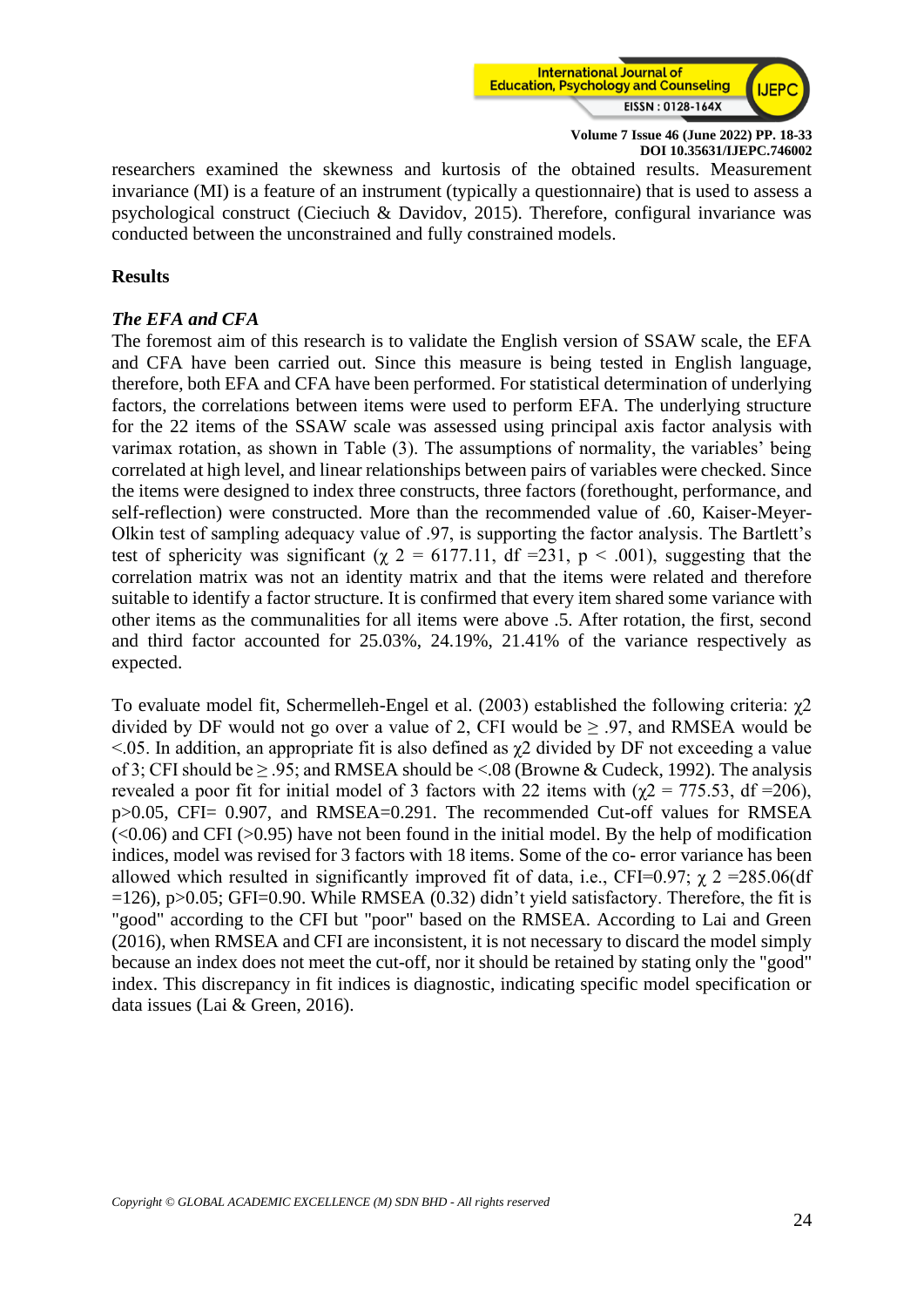researchers examined the skewness and kurtosis of the obtained results. Measurement invariance (MI) is a feature of an instrument (typically a questionnaire) that is used to assess a psychological construct (Cieciuch & Davidov, 2015). Therefore, configural invariance was conducted between the unconstrained and fully constrained models.

## Results

### *The EFA and CFA*

The foremost aim of this research is to validate the English version of SSAW scale, the EFA and CFA have been carried out. Since this measure is being tested in English language, therefore, both EFA and CFA have been performed. For statistical determination of underlying factors, the correlations between items were used to perform EFA. The underlying structure for the 22 items of the SSAW scale was assessed using principal axis factor analysis with varimax rotation, as shown in Table (3). The assumptions of normality, the variables' being correlated at high level, and linear relationships between pairs of variables were checked. Since the items were designed to index three constructs, three factors (forethought, performance, and self-reflection) were constructed. More than the recommended value of .60, Kaiser-Meyer-Olkin test of sampling adequacy value of .97, is supporting the factor analysis. The Bartlett's test of sphericity was significant ($\chi^2 = 6177.11$, df =231, $p < .001$), suggesting that the correlation matrix was not an identity matrix and that the items were related and therefore suitable to identify a factor structure. It is confirmed that every item shared some variance with other items as the communalities for all items were above .5. After rotation, the first, second and third factor accounted for 25.03%, 24.19%, 21.41% of the variance respectively as expected.

To evaluate model fit, Schermelleh-Engel et al. (2003) established the following criteria: $\chi^2$ divided by DF would not go over a value of 2, CFI would be $\geq .97$, and RMSEA would be $<.05$. In addition, an appropriate fit is also defined as $\chi^2$ divided by DF not exceeding a value of 3; CFI should be $\geq .95$; and RMSEA should be $<.08$ (Browne & Cudeck, 1992). The analysis revealed a poor fit for initial model of 3 factors with 22 items with ($\chi^2 = 775.53$, df =206), $p>0.05$, CFI= 0.907, and RMSEA=0.291. The recommended Cut-off values for RMSEA ($<0.06$) and CFI ($>0.95$) have not been found in the initial model. By the help of modification indices, model was revised for 3 factors with 18 items. Some of the co- error variance has been allowed which resulted in significantly improved fit of data, i.e., CFI=0.97; $\chi^2 = 285.06$(df =126), $p>0.05$; GFI=0.90. While RMSEA (0.32) didn't yield satisfactory. Therefore, the fit is "good" according to the CFI but "poor" based on the RMSEA. According to Lai and Green (2016), when RMSEA and CFI are inconsistent, it is not necessary to discard the model simply because an index does not meet the cut-off, nor it should be retained by stating only the "good" index. This discrepancy in fit indices is diagnostic, indicating specific model specification or data issues (Lai & Green, 2016).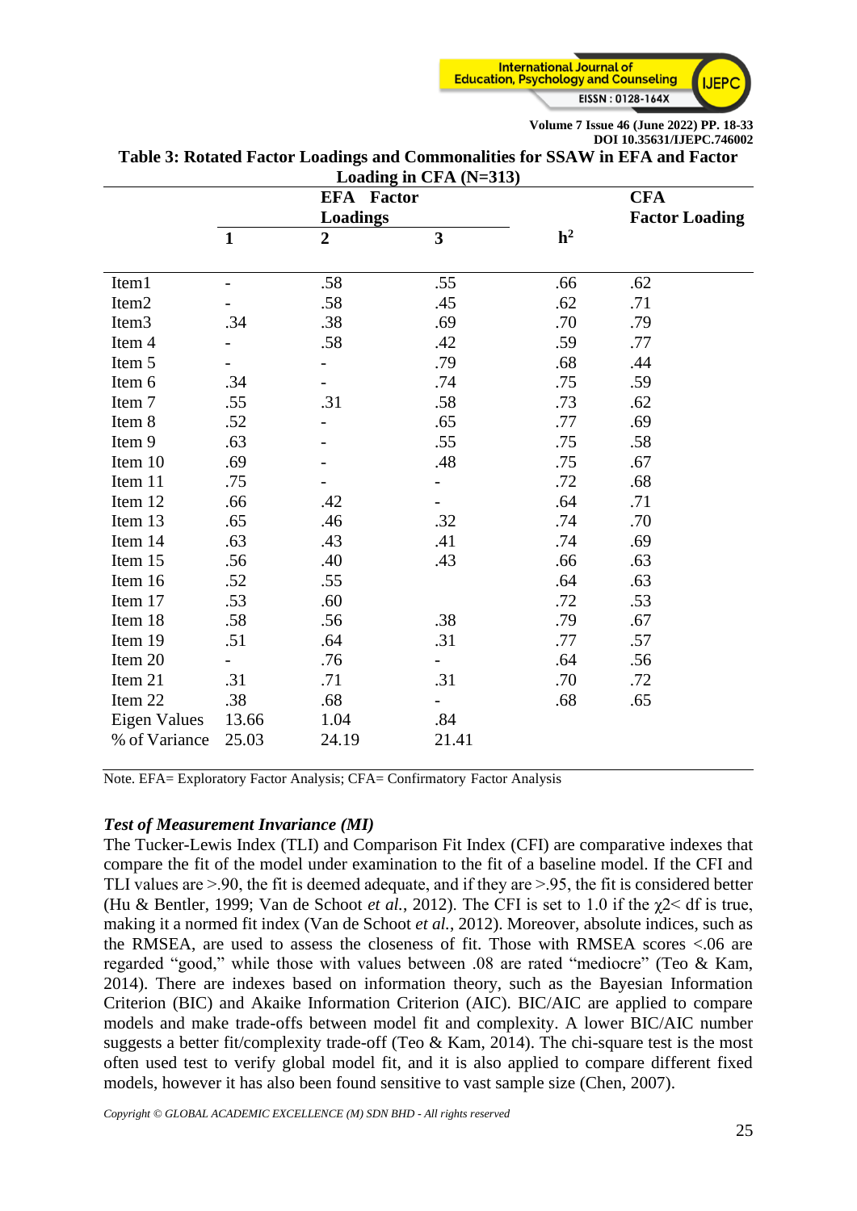**Table 3: Rotated Factor Loadings and Commonalities for SSAW in EFA and Factor Loading in CFA (N=313)**

| | EFA Factor Loadings | | | | CFA Factor Loading |
|---|---|---|---|---|---|
| | **1** | **2** | **3** | **h²** | |
| Item1 | - | .58 | .55 | .66 | .62 |
| Item2 | - | .58 | .45 | .62 | .71 |
| Item3 | .34 | .38 | .69 | .70 | .79 |
| Item 4 | - | .58 | .42 | .59 | .77 |
| Item 5 | - | - | .79 | .68 | .44 |
| Item 6 | .34 | - | .74 | .75 | .59 |
| Item 7 | .55 | .31 | .58 | .73 | .62 |
| Item 8 | .52 | - | .65 | .77 | .69 |
| Item 9 | .63 | - | .55 | .75 | .58 |
| Item 10 | .69 | - | .48 | .75 | .67 |
| Item 11 | .75 | - | - | .72 | .68 |
| Item 12 | .66 | .42 | - | .64 | .71 |
| Item 13 | .65 | .46 | .32 | .74 | .70 |
| Item 14 | .63 | .43 | .41 | .74 | .69 |
| Item 15 | .56 | .40 | .43 | .66 | .63 |
| Item 16 | .52 | .55 | | .64 | .63 |
| Item 17 | .53 | .60 | | .72 | .53 |
| Item 18 | .58 | .56 | .38 | .79 | .67 |
| Item 19 | .51 | .64 | .31 | .77 | .57 |
| Item 20 | - | .76 | - | .64 | .56 |
| Item 21 | .31 | .71 | .31 | .70 | .72 |
| Item 22 | .38 | .68 | - | .68 | .65 |
| Eigen Values | 13.66 | 1.04 | .84 | | |
| % of Variance | 25.03 | 24.19 | 21.41 | | |

Note. EFA= Exploratory Factor Analysis; CFA= Confirmatory Factor Analysis

### *Test of Measurement Invariance (MI)*

The Tucker-Lewis Index (TLI) and Comparison Fit Index (CFI) are comparative indexes that compare the fit of the model under examination to the fit of a baseline model. If the CFI and TLI values are >.90, the fit is deemed adequate, and if they are >.95, the fit is considered better (Hu & Bentler, 1999; Van de Schoot *et al.*, 2012). The CFI is set to 1.0 if the $\chi 2<$ df is true, making it a normed fit index (Van de Schoot *et al.*, 2012). Moreover, absolute indices, such as the RMSEA, are used to assess the closeness of fit. Those with RMSEA scores <.06 are regarded "good," while those with values between .08 are rated "mediocre" (Teo & Kam, 2014). There are indexes based on information theory, such as the Bayesian Information Criterion (BIC) and Akaike Information Criterion (AIC). BIC/AIC are applied to compare models and make trade-offs between model fit and complexity. A lower BIC/AIC number suggests a better fit/complexity trade-off (Teo & Kam, 2014). The chi-square test is the most often used test to verify global model fit, and it is also applied to compare different fixed models, however it has also been found sensitive to vast sample size (Chen, 2007).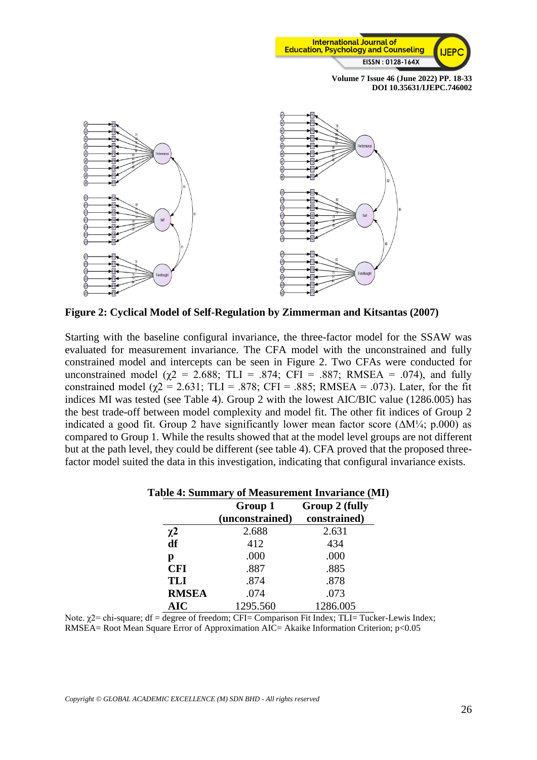**Figure 2: Cyclical Model of Self-Regulation by Zimmerman and Kitsantas (2007)**

Starting with the baseline configural invariance, the three-factor model for the SSAW was evaluated for measurement invariance. The CFA model with the unconstrained and fully constrained model and intercepts can be seen in Figure 2. Two CFAs were conducted for unconstrained model ($\chi2$ = 2.688; TLI = .874; CFI = .887; RMSEA = .074), and fully constrained model ($\chi2$ = 2.631; TLI = .878; CFI = .885; RMSEA = .073). Later, for the fit indices MI was tested (see Table 4). Group 2 with the lowest AIC/BIC value (1286.005) has the best trade-off between model complexity and model fit. The other fit indices of Group 2 indicated a good fit. Group 2 have significantly lower mean factor score (ΔM¼; p.000) as compared to Group 1. While the results showed that at the model level groups are not different but at the path level, they could be different (see table 4). CFA proved that the proposed three-factor model suited the data in this investigation, indicating that configural invariance exists.

**Table 4: Summary of Measurement Invariance (MI)**

| | Group 1 (unconstrained) | Group 2 (fully constrained) |
|---|---|---|
| **χ2** | 2.688 | 2.631 |
| **df** | 412 | 434 |
| **p** | .000 | .000 |
| **CFI** | .887 | .885 |
| **TLI** | .874 | .878 |
| **RMSEA** | .074 | .073 |
| **AIC** | 1295.560 | 1286.005 |

Note. χ2= chi-square; df = degree of freedom; CFI= Comparison Fit Index; TLI= Tucker-Lewis Index; RMSEA= Root Mean Square Error of Approximation AIC= Akaike Information Criterion; p<0.05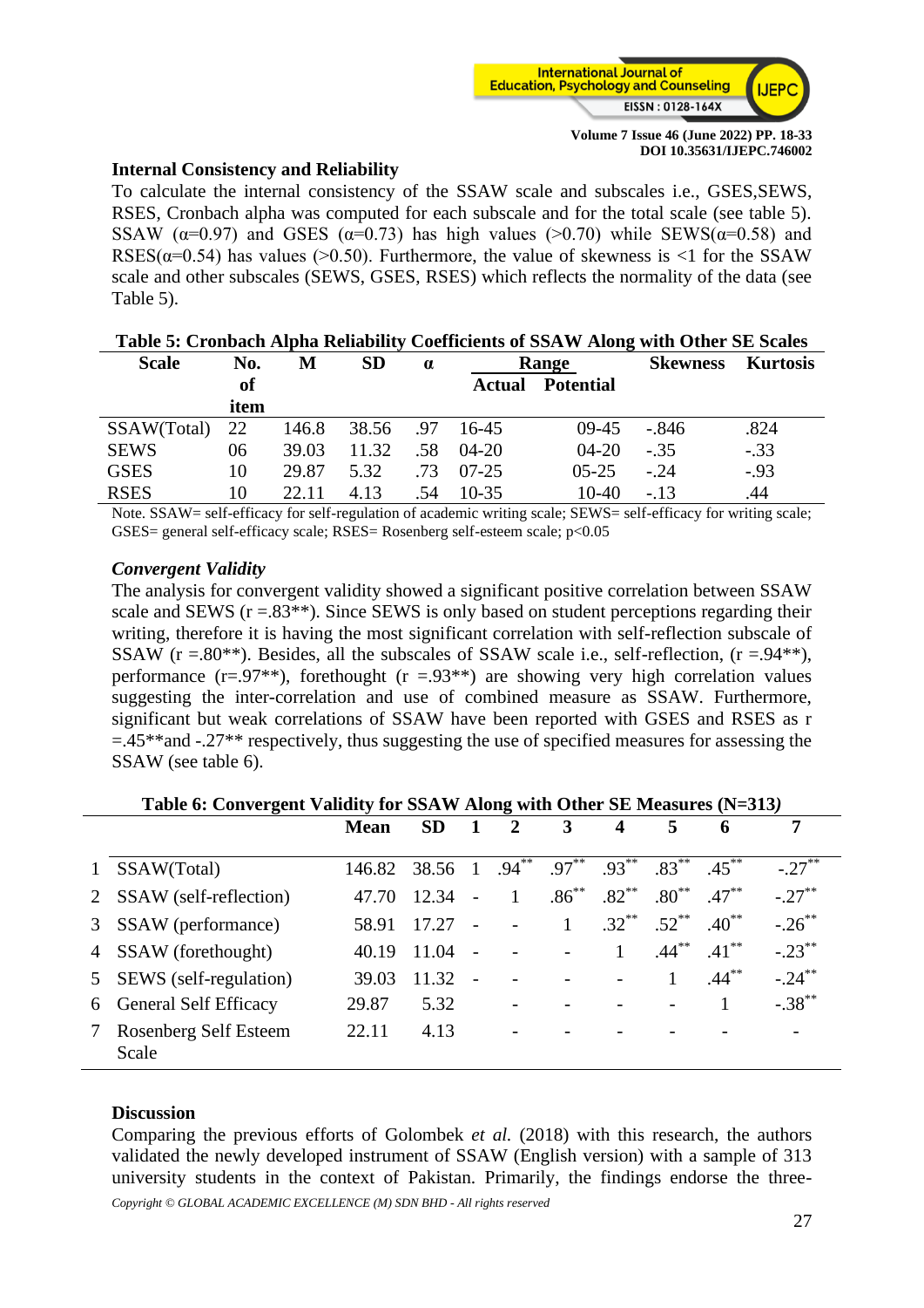**Internal Consistency and Reliability**

To calculate the internal consistency of the SSAW scale and subscales i.e., GSES,SEWS, RSES, Cronbach alpha was computed for each subscale and for the total scale (see table 5). SSAW (α=0.97) and GSES (α=0.73) has high values (>0.70) while SEWS(α=0.58) and RSES(α=0.54) has values (>0.50). Furthermore, the value of skewness is <1 for the SSAW scale and other subscales (SEWS, GSES, RSES) which reflects the normality of the data (see Table 5).

**Table 5: Cronbach Alpha Reliability Coefficients of SSAW Along with Other SE Scales**

| Scale | No. of item | M | SD | α | Range | | Skewness | Kurtosis |
|---|---|---|---|---|---|---|---|---|
| | | | | | Actual | Potential | | |
| SSAW(Total) | 22 | 146.8 | 38.56 | .97 | 16-45 | 09-45 | -.846 | .824 |
| SEWS | 06 | 39.03 | 11.32 | .58 | 04-20 | 04-20 | -.35 | -.33 |
| GSES | 10 | 29.87 | 5.32 | .73 | 07-25 | 05-25 | -.24 | -.93 |
| RSES | 10 | 22.11 | 4.13 | .54 | 10-35 | 10-40 | -.13 | .44 |

Note. SSAW= self-efficacy for self-regulation of academic writing scale; SEWS= self-efficacy for writing scale; GSES= general self-efficacy scale; RSES= Rosenberg self-esteem scale; $p<0.05$

***Convergent Validity***

The analysis for convergent validity showed a significant positive correlation between SSAW scale and SEWS (r =.83**). Since SEWS is only based on student perceptions regarding their writing, therefore it is having the most significant correlation with self-reflection subscale of SSAW (r =.80**). Besides, all the subscales of SSAW scale i.e., self-reflection, (r =.94**), performance (r=.97**), forethought (r =.93**) are showing very high correlation values suggesting the inter-correlation and use of combined measure as SSAW. Furthermore, significant but weak correlations of SSAW have been reported with GSES and RSES as r =.45**and -.27** respectively, thus suggesting the use of specified measures for assessing the SSAW (see table 6).

**Table 6: Convergent Validity for SSAW Along with Other SE Measures (N=313*)***

| | | Mean | SD | 1 | 2 | 3 | 4 | 5 | 6 | 7 |
|---|---|---|---|---|---|---|---|---|---|---|
| 1 | SSAW(Total) | 146.82 | 38.56 | 1 | .94** | .97** | .93** | .83** | .45** | -.27** |
| 2 | SSAW (self-reflection) | 47.70 | 12.34 | - | 1 | .86** | .82** | .80** | .47** | -.27** |
| 3 | SSAW (performance) | 58.91 | 17.27 | - | - | 1 | .32** | .52** | .40** | -.26** |
| 4 | SSAW (forethought) | 40.19 | 11.04 | - | - | - | 1 | .44** | .41** | -.23** |
| 5 | SEWS (self-regulation) | 39.03 | 11.32 | - | - | - | - | 1 | .44** | -.24** |
| 6 | General Self Efficacy | 29.87 | 5.32 | | - | - | - | - | 1 | -.38** |
| 7 | Rosenberg Self Esteem Scale | 22.11 | 4.13 | | - | - | - | - | - | - |

**Discussion**

Comparing the previous efforts of Golombek *et al.* (2018) with this research, the authors validated the newly developed instrument of SSAW (English version) with a sample of 313 university students in the context of Pakistan. Primarily, the findings endorse the three-

*Copyright © GLOBAL ACADEMIC EXCELLENCE (M) SDN BHD - All rights reserved*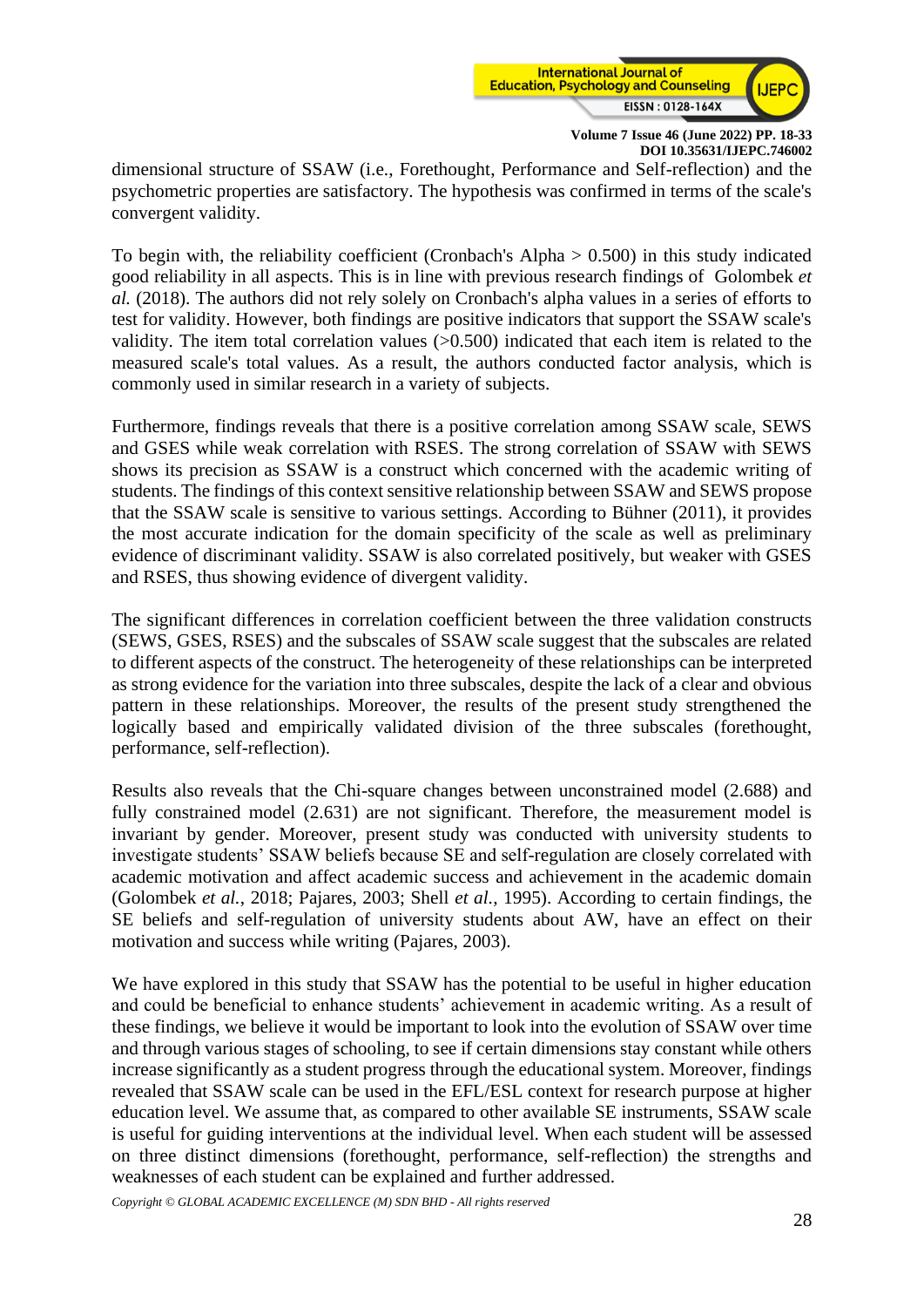dimensional structure of SSAW (i.e., Forethought, Performance and Self-reflection) and the psychometric properties are satisfactory. The hypothesis was confirmed in terms of the scale's convergent validity.

To begin with, the reliability coefficient (Cronbach's Alpha > 0.500) in this study indicated good reliability in all aspects. This is in line with previous research findings of Golombek *et al.* (2018). The authors did not rely solely on Cronbach's alpha values in a series of efforts to test for validity. However, both findings are positive indicators that support the SSAW scale's validity. The item total correlation values (>0.500) indicated that each item is related to the measured scale's total values. As a result, the authors conducted factor analysis, which is commonly used in similar research in a variety of subjects.

Furthermore, findings reveals that there is a positive correlation among SSAW scale, SEWS and GSES while weak correlation with RSES. The strong correlation of SSAW with SEWS shows its precision as SSAW is a construct which concerned with the academic writing of students. The findings of this context sensitive relationship between SSAW and SEWS propose that the SSAW scale is sensitive to various settings. According to Bühner (2011), it provides the most accurate indication for the domain specificity of the scale as well as preliminary evidence of discriminant validity. SSAW is also correlated positively, but weaker with GSES and RSES, thus showing evidence of divergent validity.

The significant differences in correlation coefficient between the three validation constructs (SEWS, GSES, RSES) and the subscales of SSAW scale suggest that the subscales are related to different aspects of the construct. The heterogeneity of these relationships can be interpreted as strong evidence for the variation into three subscales, despite the lack of a clear and obvious pattern in these relationships. Moreover, the results of the present study strengthened the logically based and empirically validated division of the three subscales (forethought, performance, self-reflection).

Results also reveals that the Chi-square changes between unconstrained model (2.688) and fully constrained model (2.631) are not significant. Therefore, the measurement model is invariant by gender. Moreover, present study was conducted with university students to investigate students' SSAW beliefs because SE and self-regulation are closely correlated with academic motivation and affect academic success and achievement in the academic domain (Golombek *et al.*, 2018; Pajares, 2003; Shell *et al.*, 1995). According to certain findings, the SE beliefs and self-regulation of university students about AW, have an effect on their motivation and success while writing (Pajares, 2003).

We have explored in this study that SSAW has the potential to be useful in higher education and could be beneficial to enhance students' achievement in academic writing. As a result of these findings, we believe it would be important to look into the evolution of SSAW over time and through various stages of schooling, to see if certain dimensions stay constant while others increase significantly as a student progress through the educational system. Moreover, findings revealed that SSAW scale can be used in the EFL/ESL context for research purpose at higher education level. We assume that, as compared to other available SE instruments, SSAW scale is useful for guiding interventions at the individual level. When each student will be assessed on three distinct dimensions (forethought, performance, self-reflection) the strengths and weaknesses of each student can be explained and further addressed.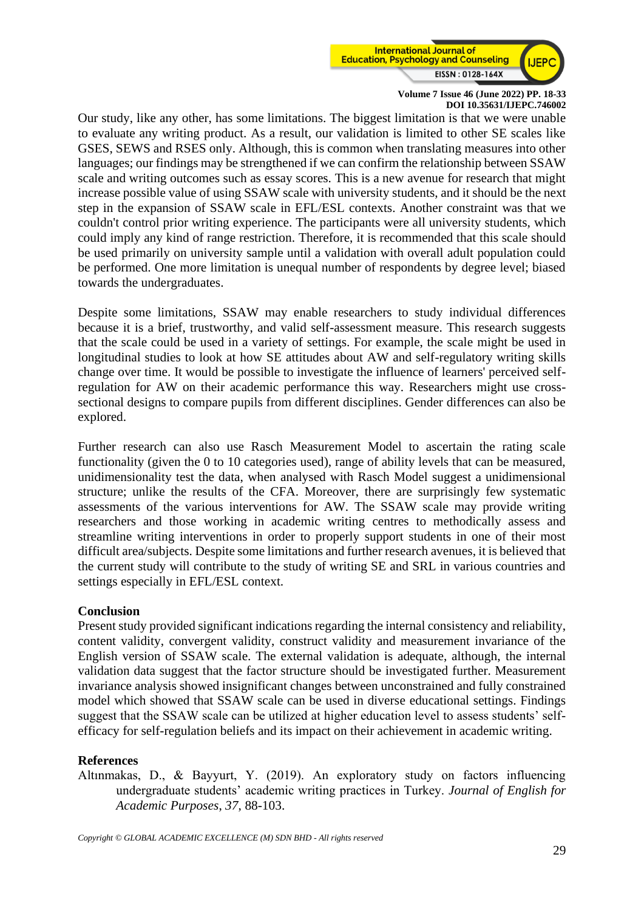Our study, like any other, has some limitations. The biggest limitation is that we were unable to evaluate any writing product. As a result, our validation is limited to other SE scales like GSES, SEWS and RSES only. Although, this is common when translating measures into other languages; our findings may be strengthened if we can confirm the relationship between SSAW scale and writing outcomes such as essay scores. This is a new avenue for research that might increase possible value of using SSAW scale with university students, and it should be the next step in the expansion of SSAW scale in EFL/ESL contexts. Another constraint was that we couldn't control prior writing experience. The participants were all university students, which could imply any kind of range restriction. Therefore, it is recommended that this scale should be used primarily on university sample until a validation with overall adult population could be performed. One more limitation is unequal number of respondents by degree level; biased towards the undergraduates.

Despite some limitations, SSAW may enable researchers to study individual differences because it is a brief, trustworthy, and valid self-assessment measure. This research suggests that the scale could be used in a variety of settings. For example, the scale might be used in longitudinal studies to look at how SE attitudes about AW and self-regulatory writing skills change over time. It would be possible to investigate the influence of learners' perceived self-regulation for AW on their academic performance this way. Researchers might use cross-sectional designs to compare pupils from different disciplines. Gender differences can also be explored.

Further research can also use Rasch Measurement Model to ascertain the rating scale functionality (given the 0 to 10 categories used), range of ability levels that can be measured, unidimensionality test the data, when analysed with Rasch Model suggest a unidimensional structure; unlike the results of the CFA. Moreover, there are surprisingly few systematic assessments of the various interventions for AW. The SSAW scale may provide writing researchers and those working in academic writing centres to methodically assess and streamline writing interventions in order to properly support students in one of their most difficult area/subjects. Despite some limitations and further research avenues, it is believed that the current study will contribute to the study of writing SE and SRL in various countries and settings especially in EFL/ESL context.

## Conclusion

Present study provided significant indications regarding the internal consistency and reliability, content validity, convergent validity, construct validity and measurement invariance of the English version of SSAW scale. The external validation is adequate, although, the internal validation data suggest that the factor structure should be investigated further. Measurement invariance analysis showed insignificant changes between unconstrained and fully constrained model which showed that SSAW scale can be used in diverse educational settings. Findings suggest that the SSAW scale can be utilized at higher education level to assess students' self-efficacy for self-regulation beliefs and its impact on their achievement in academic writing.

## References

Altınmakas, D., & Bayyurt, Y. (2019). An exploratory study on factors influencing undergraduate students' academic writing practices in Turkey. *Journal of English for Academic Purposes*, *37*, 88-103.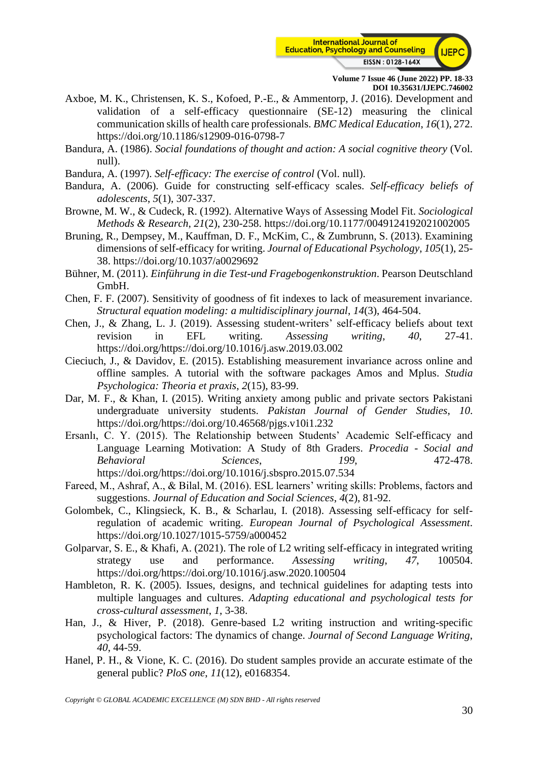Axboe, M. K., Christensen, K. S., Kofoed, P.-E., & Ammentorp, J. (2016). Development and validation of a self-efficacy questionnaire (SE-12) measuring the clinical communication skills of health care professionals. *BMC Medical Education*, *16*(1), 272. https://doi.org/10.1186/s12909-016-0798-7

Bandura, A. (1986). *Social foundations of thought and action: A social cognitive theory* (Vol. null).

Bandura, A. (1997). *Self-efficacy: The exercise of control* (Vol. null).

Bandura, A. (2006). Guide for constructing self-efficacy scales. *Self-efficacy beliefs of adolescents*, *5*(1), 307-337.

Browne, M. W., & Cudeck, R. (1992). Alternative Ways of Assessing Model Fit. *Sociological Methods & Research*, *21*(2), 230-258. https://doi.org/10.1177/0049124192021002005

Bruning, R., Dempsey, M., Kauffman, D. F., McKim, C., & Zumbrunn, S. (2013). Examining dimensions of self-efficacy for writing. *Journal of Educational Psychology*, *105*(1), 25-38. https://doi.org/10.1037/a0029692

Bühner, M. (2011). *Einführung in die Test-und Fragebogenkonstruktion*. Pearson Deutschland GmbH.

Chen, F. F. (2007). Sensitivity of goodness of fit indexes to lack of measurement invariance. *Structural equation modeling: a multidisciplinary journal*, *14*(3), 464-504.

Chen, J., & Zhang, L. J. (2019). Assessing student-writers' self-efficacy beliefs about text revision in EFL writing. *Assessing writing*, *40*, 27-41. https://doi.org/https://doi.org/10.1016/j.asw.2019.03.002

Cieciuch, J., & Davidov, E. (2015). Establishing measurement invariance across online and offline samples. A tutorial with the software packages Amos and Mplus. *Studia Psychologica: Theoria et praxis*, *2*(15), 83-99.

Dar, M. F., & Khan, I. (2015). Writing anxiety among public and private sectors Pakistani undergraduate university students. *Pakistan Journal of Gender Studies*, *10*. https://doi.org/https://doi.org/10.46568/pjgs.v10i1.232

Ersanlı, C. Y. (2015). The Relationship between Students' Academic Self-efficacy and Language Learning Motivation: A Study of 8th Graders. *Procedia - Social and Behavioral Sciences*, *199*, 472-478. https://doi.org/https://doi.org/10.1016/j.sbspro.2015.07.534

Fareed, M., Ashraf, A., & Bilal, M. (2016). ESL learners' writing skills: Problems, factors and suggestions. *Journal of Education and Social Sciences*, *4*(2), 81-92.

Golombek, C., Klingsieck, K. B., & Scharlau, I. (2018). Assessing self-efficacy for self-regulation of academic writing. *European Journal of Psychological Assessment*. https://doi.org/10.1027/1015-5759/a000452

Golparvar, S. E., & Khafi, A. (2021). The role of L2 writing self-efficacy in integrated writing strategy use and performance. *Assessing writing*, *47*, 100504. https://doi.org/https://doi.org/10.1016/j.asw.2020.100504

Hambleton, R. K. (2005). Issues, designs, and technical guidelines for adapting tests into multiple languages and cultures. *Adapting educational and psychological tests for cross-cultural assessment*, *1*, 3-38.

Han, J., & Hiver, P. (2018). Genre-based L2 writing instruction and writing-specific psychological factors: The dynamics of change. *Journal of Second Language Writing*, *40*, 44-59.

Hanel, P. H., & Vione, K. C. (2016). Do student samples provide an accurate estimate of the general public? *PloS one*, *11*(12), e0168354.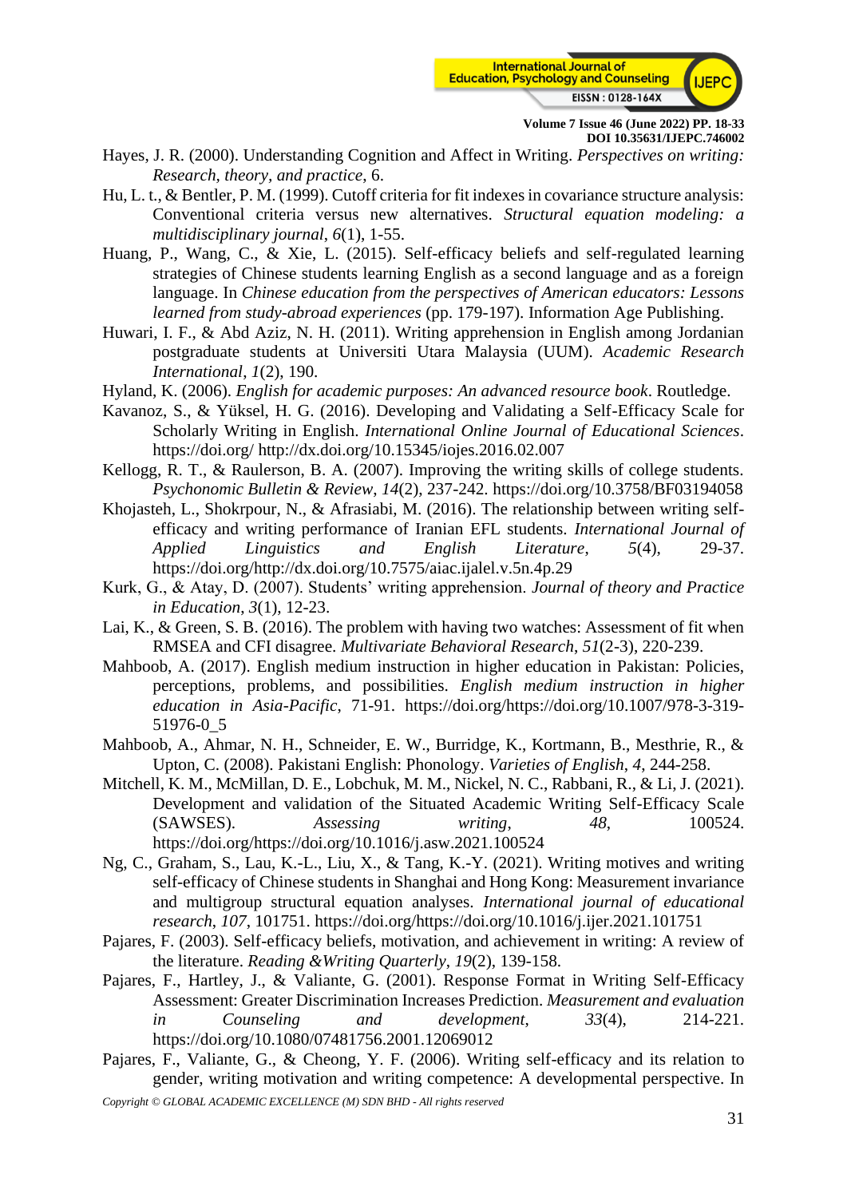Hayes, J. R. (2000). Understanding Cognition and Affect in Writing. *Perspectives on writing: Research, theory, and practice*, 6.

Hu, L. t., & Bentler, P. M. (1999). Cutoff criteria for fit indexes in covariance structure analysis: Conventional criteria versus new alternatives. *Structural equation modeling: a multidisciplinary journal*, *6*(1), 1-55.

Huang, P., Wang, C., & Xie, L. (2015). Self-efficacy beliefs and self-regulated learning strategies of Chinese students learning English as a second language and as a foreign language. In *Chinese education from the perspectives of American educators: Lessons learned from study-abroad experiences* (pp. 179-197). Information Age Publishing.

Huwari, I. F., & Abd Aziz, N. H. (2011). Writing apprehension in English among Jordanian postgraduate students at Universiti Utara Malaysia (UUM). *Academic Research International*, *1*(2), 190.

Hyland, K. (2006). *English for academic purposes: An advanced resource book*. Routledge.

Kavanoz, S., & Yüksel, H. G. (2016). Developing and Validating a Self-Efficacy Scale for Scholarly Writing in English. *International Online Journal of Educational Sciences*. https://doi.org/ http://dx.doi.org/10.15345/iojes.2016.02.007

Kellogg, R. T., & Raulerson, B. A. (2007). Improving the writing skills of college students. *Psychonomic Bulletin & Review*, *14*(2), 237-242. https://doi.org/10.3758/BF03194058

Khojasteh, L., Shokrpour, N., & Afrasiabi, M. (2016). The relationship between writing self-efficacy and writing performance of Iranian EFL students. *International Journal of Applied Linguistics and English Literature*, *5*(4), 29-37. https://doi.org/http://dx.doi.org/10.7575/aiac.ijalel.v.5n.4p.29

Kurk, G., & Atay, D. (2007). Students' writing apprehension. *Journal of theory and Practice in Education*, *3*(1), 12-23.

Lai, K., & Green, S. B. (2016). The problem with having two watches: Assessment of fit when RMSEA and CFI disagree. *Multivariate Behavioral Research*, *51*(2-3), 220-239.

Mahboob, A. (2017). English medium instruction in higher education in Pakistan: Policies, perceptions, problems, and possibilities. *English medium instruction in higher education in Asia-Pacific*, 71-91. https://doi.org/https://doi.org/10.1007/978-3-319-51976-0_5

Mahboob, A., Ahmar, N. H., Schneider, E. W., Burridge, K., Kortmann, B., Mesthrie, R., & Upton, C. (2008). Pakistani English: Phonology. *Varieties of English*, *4*, 244-258.

Mitchell, K. M., McMillan, D. E., Lobchuk, M. M., Nickel, N. C., Rabbani, R., & Li, J. (2021). Development and validation of the Situated Academic Writing Self-Efficacy Scale (SAWSES). *Assessing writing*, *48*, 100524. https://doi.org/https://doi.org/10.1016/j.asw.2021.100524

Ng, C., Graham, S., Lau, K.-L., Liu, X., & Tang, K.-Y. (2021). Writing motives and writing self-efficacy of Chinese students in Shanghai and Hong Kong: Measurement invariance and multigroup structural equation analyses. *International journal of educational research*, *107*, 101751. https://doi.org/10.1016/j.ijer.2021.101751

Pajares, F. (2003). Self-efficacy beliefs, motivation, and achievement in writing: A review of the literature. *Reading &Writing Quarterly*, *19*(2), 139-158.

Pajares, F., Hartley, J., & Valiante, G. (2001). Response Format in Writing Self-Efficacy Assessment: Greater Discrimination Increases Prediction. *Measurement and evaluation in Counseling and development*, *33*(4), 214-221. https://doi.org/10.1080/07481756.2001.12069012

Pajares, F., Valiante, G., & Cheong, Y. F. (2006). Writing self-efficacy and its relation to gender, writing motivation and writing competence: A developmental perspective. In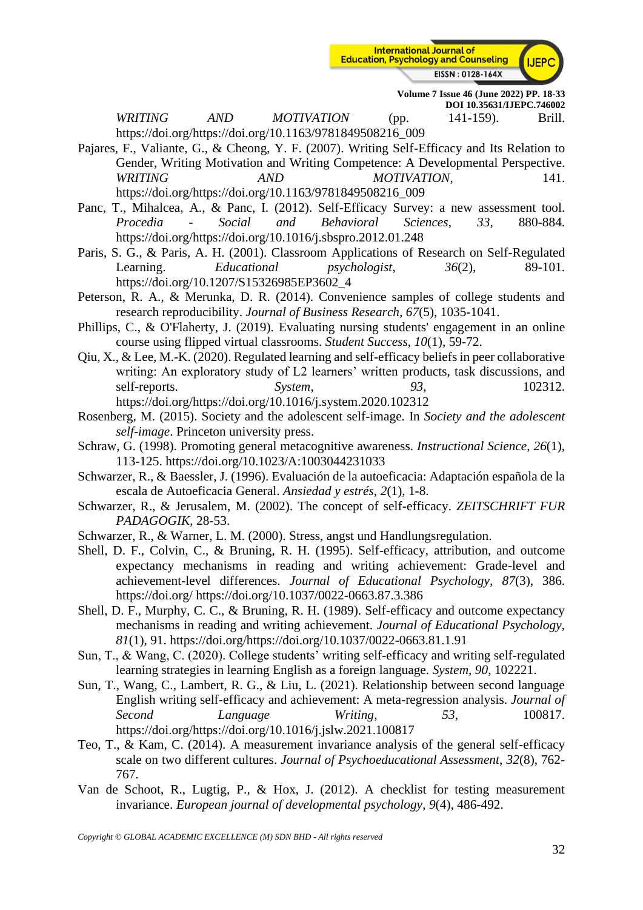*WRITING AND MOTIVATION* (pp. 141-159). Brill. https://doi.org/https://doi.org/10.1163/9781849508216_009

Pajares, F., Valiante, G., & Cheong, Y. F. (2007). Writing Self-Efficacy and Its Relation to Gender, Writing Motivation and Writing Competence: A Developmental Perspective. *WRITING AND MOTIVATION*, 141. https://doi.org/https://doi.org/10.1163/9781849508216_009

Panc, T., Mihalcea, A., & Panc, I. (2012). Self-Efficacy Survey: a new assessment tool. *Procedia - Social and Behavioral Sciences*, *33*, 880-884. https://doi.org/https://doi.org/10.1016/j.sbspro.2012.01.248

Paris, S. G., & Paris, A. H. (2001). Classroom Applications of Research on Self-Regulated Learning. *Educational psychologist*, *36*(2), 89-101. https://doi.org/10.1207/S15326985EP3602_4

Peterson, R. A., & Merunka, D. R. (2014). Convenience samples of college students and research reproducibility. *Journal of Business Research*, *67*(5), 1035-1041.

Phillips, C., & O'Flaherty, J. (2019). Evaluating nursing students' engagement in an online course using flipped virtual classrooms. *Student Success*, *10*(1), 59-72.

Qiu, X., & Lee, M.-K. (2020). Regulated learning and self-efficacy beliefs in peer collaborative writing: An exploratory study of L2 learners' written products, task discussions, and self-reports. *System*, *93*, 102312. https://doi.org/https://doi.org/10.1016/j.system.2020.102312

Rosenberg, M. (2015). Society and the adolescent self-image. In *Society and the adolescent self-image*. Princeton university press.

Schraw, G. (1998). Promoting general metacognitive awareness. *Instructional Science*, *26*(1), 113-125. https://doi.org/10.1023/A:1003044231033

Schwarzer, R., & Baessler, J. (1996). Evaluación de la autoeficacia: Adaptación española de la escala de Autoeficacia General. *Ansiedad y estrés*, *2*(1), 1-8.

Schwarzer, R., & Jerusalem, M. (2002). The concept of self-efficacy. *ZEITSCHRIFT FUR PADAGOGIK*, 28-53.

Schwarzer, R., & Warner, L. M. (2000). Stress, angst und Handlungsregulation.

Shell, D. F., Colvin, C., & Bruning, R. H. (1995). Self-efficacy, attribution, and outcome expectancy mechanisms in reading and writing achievement: Grade-level and achievement-level differences. *Journal of Educational Psychology*, *87*(3), 386. https://doi.org/ https://doi.org/10.1037/0022-0663.87.3.386

Shell, D. F., Murphy, C. C., & Bruning, R. H. (1989). Self-efficacy and outcome expectancy mechanisms in reading and writing achievement. *Journal of Educational Psychology*, *81*(1), 91. https://doi.org/https://doi.org/10.1037/0022-0663.81.1.91

Sun, T., & Wang, C. (2020). College students' writing self-efficacy and writing self-regulated learning strategies in learning English as a foreign language. *System*, *90*, 102221.

Sun, T., Wang, C., Lambert, R. G., & Liu, L. (2021). Relationship between second language English writing self-efficacy and achievement: A meta-regression analysis. *Journal of Second Language Writing*, *53*, 100817. https://doi.org/https://doi.org/10.1016/j.jslw.2021.100817

Teo, T., & Kam, C. (2014). A measurement invariance analysis of the general self-efficacy scale on two different cultures. *Journal of Psychoeducational Assessment*, *32*(8), 762-767.

Van de Schoot, R., Lugtig, P., & Hox, J. (2012). A checklist for testing measurement invariance. *European journal of developmental psychology*, *9*(4), 486-492.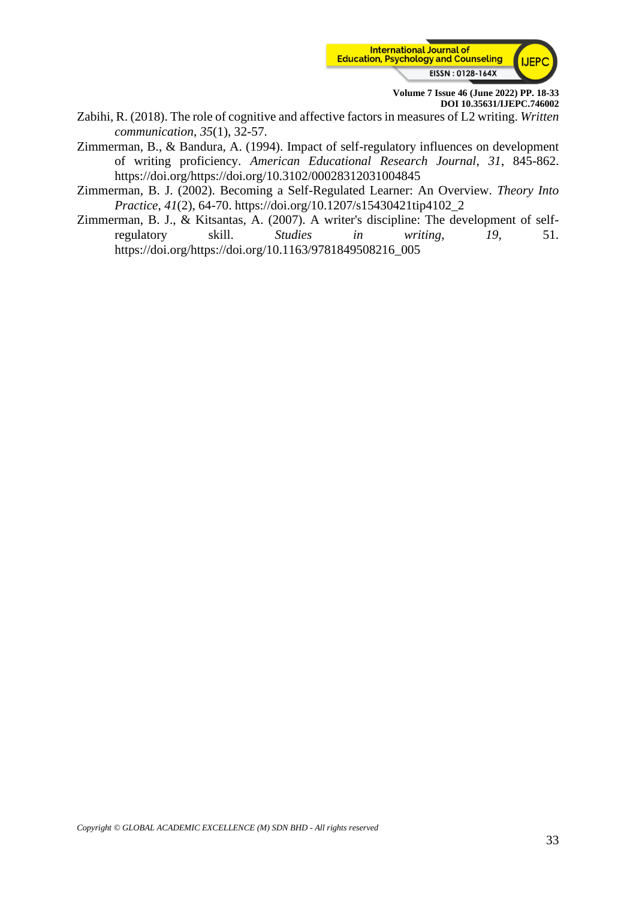Zabihi, R. (2018). The role of cognitive and affective factors in measures of L2 writing. *Written communication*, *35*(1), 32-57.

Zimmerman, B., & Bandura, A. (1994). Impact of self-regulatory influences on development of writing proficiency. *American Educational Research Journal*, *31*, 845-862. https://doi.org/https://doi.org/10.3102/00028312031004845

Zimmerman, B. J. (2002). Becoming a Self-Regulated Learner: An Overview. *Theory Into Practice*, *41*(2), 64-70. https://doi.org/10.1207/s15430421tip4102_2

Zimmerman, B. J., & Kitsantas, A. (2007). A writer's discipline: The development of self-regulatory skill. *Studies in writing*, *19*, 51. https://doi.org/https://doi.org/10.1163/9781849508216_005